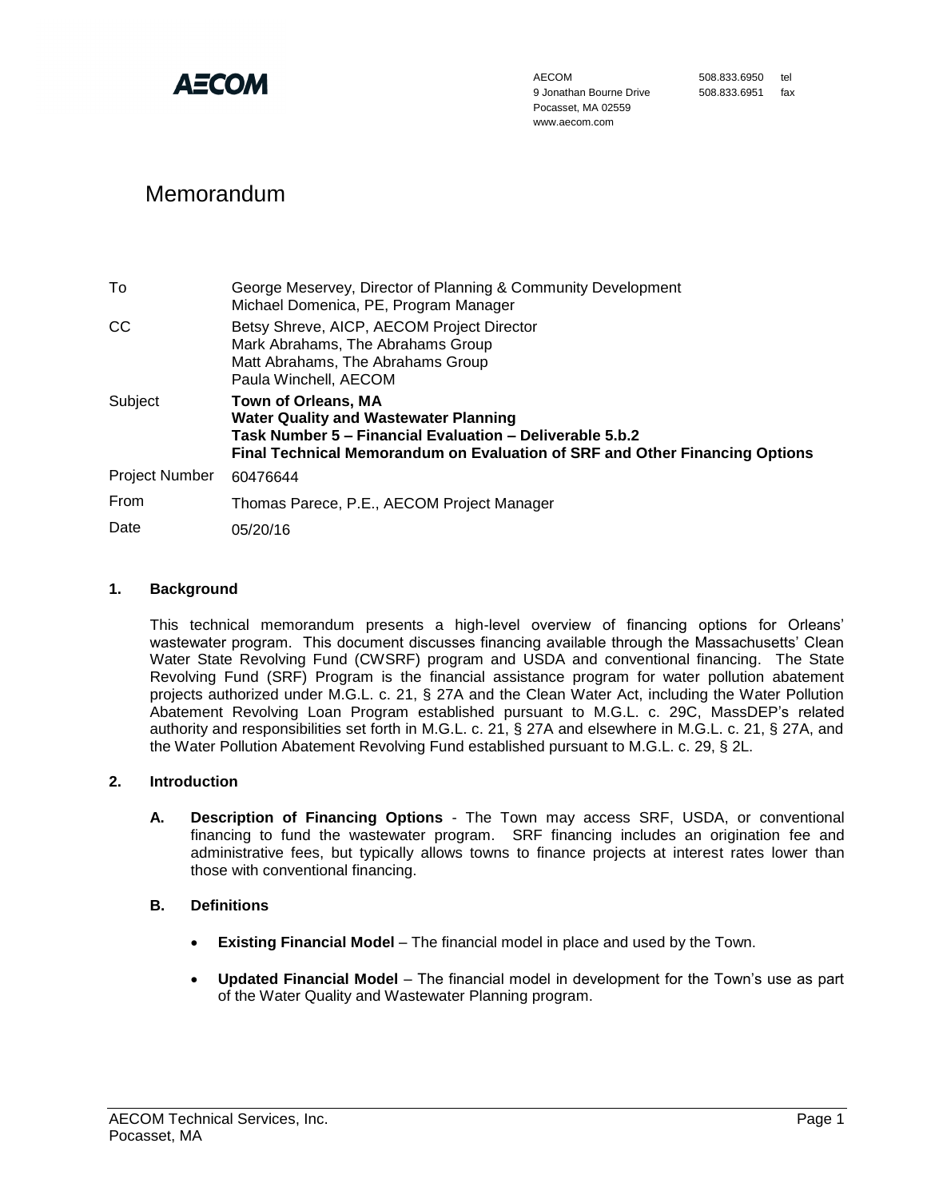AECOM

AECOM
9 Jonathan Bourne Drive
Pocasset, MA 02559
www.aecom.com

508.833.6950 tel
508.833.6951 fax

# Memorandum

| | |
|---|---|
| To | George Meservey, Director of Planning & Community Development<br>Michael Domenica, PE, Program Manager |
| CC | Betsy Shreve, AICP, AECOM Project Director<br>Mark Abrahams, The Abrahams Group<br>Matt Abrahams, The Abrahams Group<br>Paula Winchell, AECOM |
| Subject | **Town of Orleans, MA**<br>**Water Quality and Wastewater Planning**<br>**Task Number 5 – Financial Evaluation – Deliverable 5.b.2**<br>**Final Technical Memorandum on Evaluation of SRF and Other Financing Options** |
| Project Number | 60476644 |
| From | Thomas Parece, P.E., AECOM Project Manager |
| Date | 05/20/16 |

## 1. Background

This technical memorandum presents a high-level overview of financing options for Orleans' wastewater program. This document discusses financing available through the Massachusetts' Clean Water State Revolving Fund (CWSRF) program and USDA and conventional financing. The State Revolving Fund (SRF) Program is the financial assistance program for water pollution abatement projects authorized under M.G.L. c. 21, § 27A and the Clean Water Act, including the Water Pollution Abatement Revolving Loan Program established pursuant to M.G.L. c. 29C, MassDEP's related authority and responsibilities set forth in M.G.L. c. 21, § 27A and elsewhere in M.G.L. c. 21, § 27A, and the Water Pollution Abatement Revolving Fund established pursuant to M.G.L. c. 29, § 2L.

## 2. Introduction

**A. Description of Financing Options** - The Town may access SRF, USDA, or conventional financing to fund the wastewater program. SRF financing includes an origination fee and administrative fees, but typically allows towns to finance projects at interest rates lower than those with conventional financing.

**B. Definitions**

- **Existing Financial Model** – The financial model in place and used by the Town.
- **Updated Financial Model** – The financial model in development for the Town's use as part of the Water Quality and Wastewater Planning program.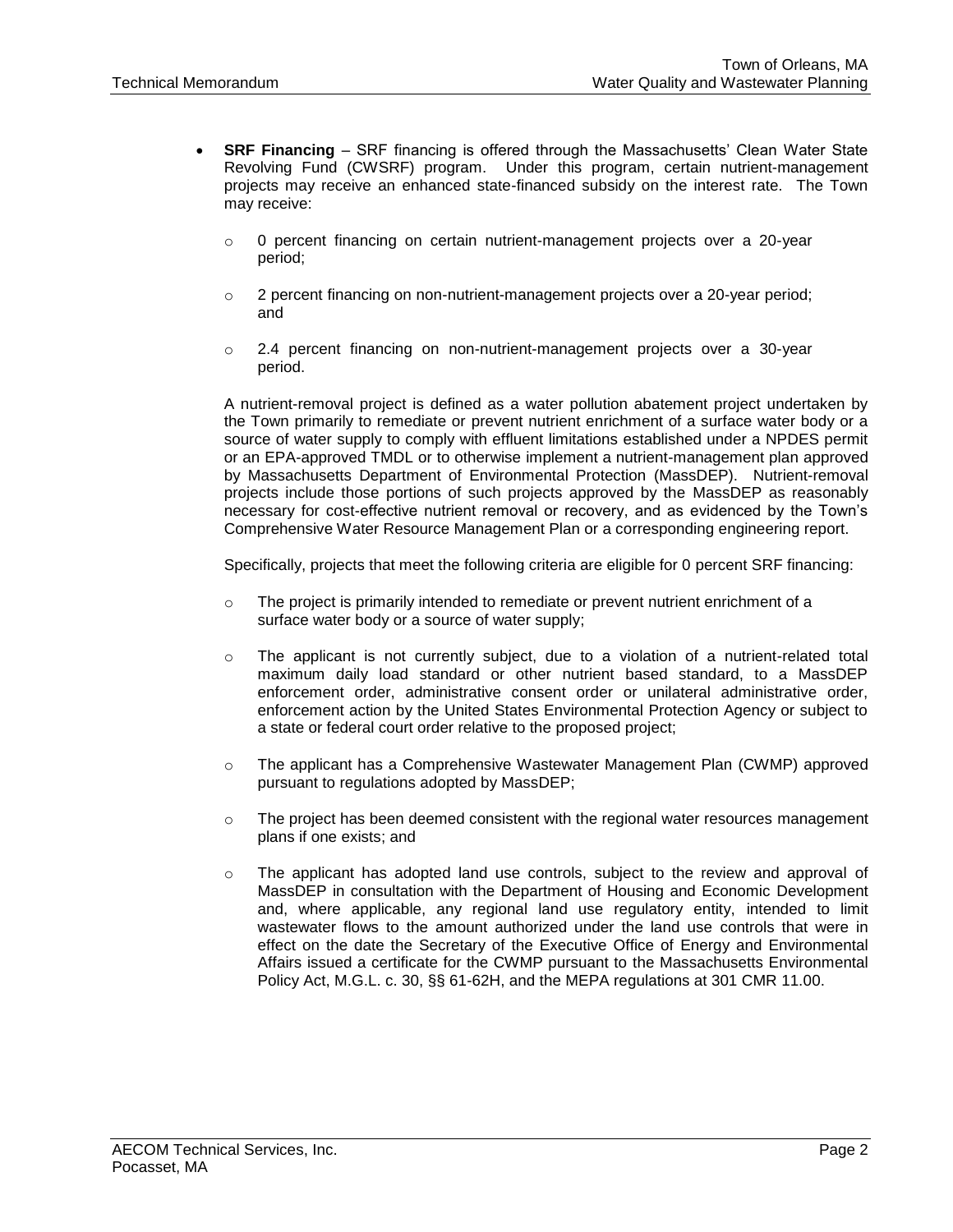- **SRF Financing** – SRF financing is offered through the Massachusetts' Clean Water State Revolving Fund (CWSRF) program. Under this program, certain nutrient-management projects may receive an enhanced state-financed subsidy on the interest rate. The Town may receive:

  - 0 percent financing on certain nutrient-management projects over a 20-year period;
  - 2 percent financing on non-nutrient-management projects over a 20-year period; and
  - 2.4 percent financing on non-nutrient-management projects over a 30-year period.

  A nutrient-removal project is defined as a water pollution abatement project undertaken by the Town primarily to remediate or prevent nutrient enrichment of a surface water body or a source of water supply to comply with effluent limitations established under a NPDES permit or an EPA-approved TMDL or to otherwise implement a nutrient-management plan approved by Massachusetts Department of Environmental Protection (MassDEP). Nutrient-removal projects include those portions of such projects approved by the MassDEP as reasonably necessary for cost-effective nutrient removal or recovery, and as evidenced by the Town's Comprehensive Water Resource Management Plan or a corresponding engineering report.

  Specifically, projects that meet the following criteria are eligible for 0 percent SRF financing:

  - The project is primarily intended to remediate or prevent nutrient enrichment of a surface water body or a source of water supply;
  - The applicant is not currently subject, due to a violation of a nutrient-related total maximum daily load standard or other nutrient based standard, to a MassDEP enforcement order, administrative consent order or unilateral administrative order, enforcement action by the United States Environmental Protection Agency or subject to a state or federal court order relative to the proposed project;
  - The applicant has a Comprehensive Wastewater Management Plan (CWMP) approved pursuant to regulations adopted by MassDEP;
  - The project has been deemed consistent with the regional water resources management plans if one exists; and
  - The applicant has adopted land use controls, subject to the review and approval of MassDEP in consultation with the Department of Housing and Economic Development and, where applicable, any regional land use regulatory entity, intended to limit wastewater flows to the amount authorized under the land use controls that were in effect on the date the Secretary of the Executive Office of Energy and Environmental Affairs issued a certificate for the CWMP pursuant to the Massachusetts Environmental Policy Act, M.G.L. c. 30, §§ 61-62H, and the MEPA regulations at 301 CMR 11.00.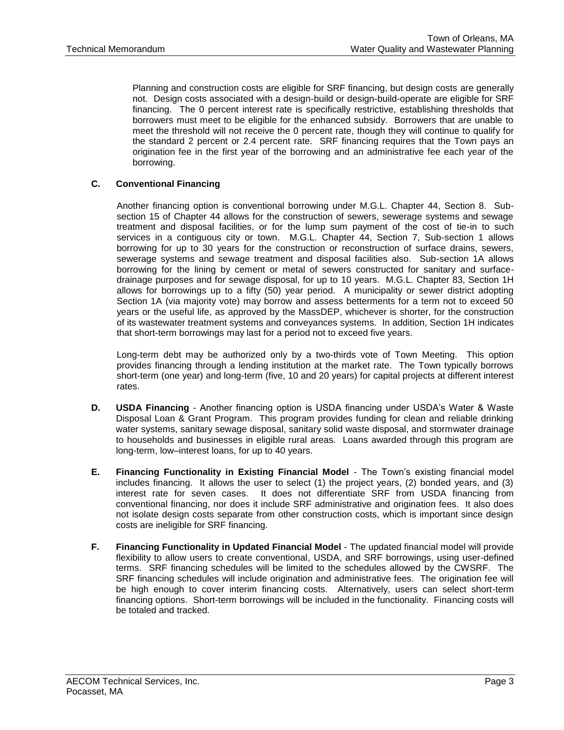Planning and construction costs are eligible for SRF financing, but design costs are generally not. Design costs associated with a design-build or design-build-operate are eligible for SRF financing. The 0 percent interest rate is specifically restrictive, establishing thresholds that borrowers must meet to be eligible for the enhanced subsidy. Borrowers that are unable to meet the threshold will not receive the 0 percent rate, though they will continue to qualify for the standard 2 percent or 2.4 percent rate. SRF financing requires that the Town pays an origination fee in the first year of the borrowing and an administrative fee each year of the borrowing.

**C. Conventional Financing**

Another financing option is conventional borrowing under M.G.L. Chapter 44, Section 8. Sub-section 15 of Chapter 44 allows for the construction of sewers, sewerage systems and sewage treatment and disposal facilities, or for the lump sum payment of the cost of tie-in to such services in a contiguous city or town. M.G.L. Chapter 44, Section 7, Sub-section 1 allows borrowing for up to 30 years for the construction or reconstruction of surface drains, sewers, sewerage systems and sewage treatment and disposal facilities also. Sub-section 1A allows borrowing for the lining by cement or metal of sewers constructed for sanitary and surface-drainage purposes and for sewage disposal, for up to 10 years. M.G.L. Chapter 83, Section 1H allows for borrowings up to a fifty (50) year period. A municipality or sewer district adopting Section 1A (via majority vote) may borrow and assess betterments for a term not to exceed 50 years or the useful life, as approved by the MassDEP, whichever is shorter, for the construction of its wastewater treatment systems and conveyances systems. In addition, Section 1H indicates that short-term borrowings may last for a period not to exceed five years.

Long-term debt may be authorized only by a two-thirds vote of Town Meeting. This option provides financing through a lending institution at the market rate. The Town typically borrows short-term (one year) and long-term (five, 10 and 20 years) for capital projects at different interest rates.

**D. USDA Financing** - Another financing option is USDA financing under USDA's Water & Waste Disposal Loan & Grant Program. This program provides funding for clean and reliable drinking water systems, sanitary sewage disposal, sanitary solid waste disposal, and stormwater drainage to households and businesses in eligible rural areas. Loans awarded through this program are long-term, low–interest loans, for up to 40 years.

**E. Financing Functionality in Existing Financial Model** - The Town's existing financial model includes financing. It allows the user to select (1) the project years, (2) bonded years, and (3) interest rate for seven cases. It does not differentiate SRF from USDA financing from conventional financing, nor does it include SRF administrative and origination fees. It also does not isolate design costs separate from other construction costs, which is important since design costs are ineligible for SRF financing.

**F. Financing Functionality in Updated Financial Model** - The updated financial model will provide flexibility to allow users to create conventional, USDA, and SRF borrowings, using user-defined terms. SRF financing schedules will be limited to the schedules allowed by the CWSRF. The SRF financing schedules will include origination and administrative fees. The origination fee will be high enough to cover interim financing costs. Alternatively, users can select short-term financing options. Short-term borrowings will be included in the functionality. Financing costs will be totaled and tracked.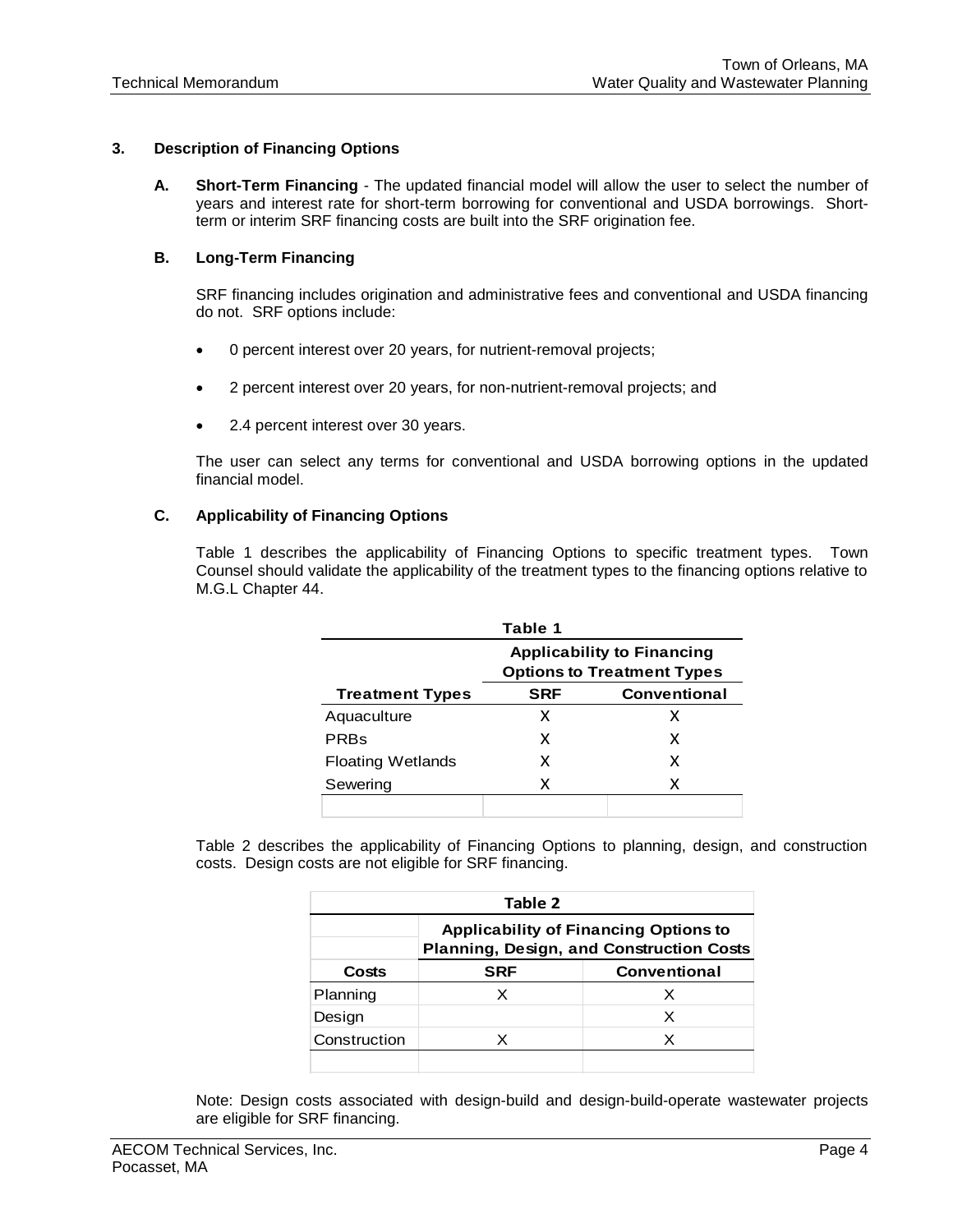## 3. Description of Financing Options

**A. Short-Term Financing** - The updated financial model will allow the user to select the number of years and interest rate for short-term borrowing for conventional and USDA borrowings. Short-term or interim SRF financing costs are built into the SRF origination fee.

### B. Long-Term Financing

SRF financing includes origination and administrative fees and conventional and USDA financing do not. SRF options include:

- 0 percent interest over 20 years, for nutrient-removal projects;
- 2 percent interest over 20 years, for non-nutrient-removal projects; and
- 2.4 percent interest over 30 years.

The user can select any terms for conventional and USDA borrowing options in the updated financial model.

### C. Applicability of Financing Options

Table 1 describes the applicability of Financing Options to specific treatment types. Town Counsel should validate the applicability of the treatment types to the financing options relative to M.G.L Chapter 44.

**Table 1**

| | Applicability to Financing Options to Treatment Types | |
|---|---|---|
| **Treatment Types** | **SRF** | **Conventional** |
| Aquaculture | X | X |
| PRBs | X | X |
| Floating Wetlands | X | X |
| Sewering | X | X |

Table 2 describes the applicability of Financing Options to planning, design, and construction costs. Design costs are not eligible for SRF financing.

**Table 2**

| | Applicability of Financing Options to Planning, Design, and Construction Costs | |
|---|---|---|
| **Costs** | **SRF** | **Conventional** |
| Planning | X | X |
| Design | | X |
| Construction | X | X |

Note: Design costs associated with design-build and design-build-operate wastewater projects are eligible for SRF financing.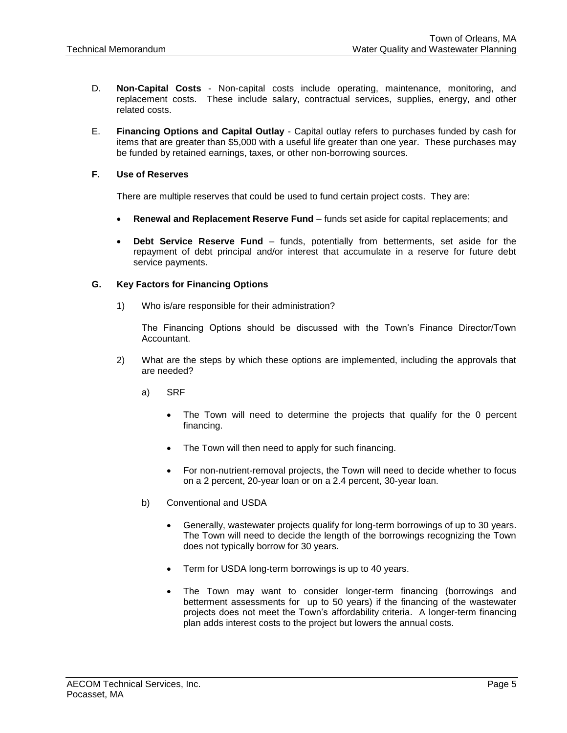D. **Non-Capital Costs** - Non-capital costs include operating, maintenance, monitoring, and replacement costs. These include salary, contractual services, supplies, energy, and other related costs.

E. **Financing Options and Capital Outlay** - Capital outlay refers to purchases funded by cash for items that are greater than $5,000 with a useful life greater than one year. These purchases may be funded by retained earnings, taxes, or other non-borrowing sources.

**F. Use of Reserves**

There are multiple reserves that could be used to fund certain project costs. They are:

- **Renewal and Replacement Reserve Fund** – funds set aside for capital replacements; and
- **Debt Service Reserve Fund** – funds, potentially from betterments, set aside for the repayment of debt principal and/or interest that accumulate in a reserve for future debt service payments.

**G. Key Factors for Financing Options**

1) Who is/are responsible for their administration?

   The Financing Options should be discussed with the Town's Finance Director/Town Accountant.

2) What are the steps by which these options are implemented, including the approvals that are needed?

   a) SRF

   - The Town will need to determine the projects that qualify for the 0 percent financing.
   - The Town will then need to apply for such financing.
   - For non-nutrient-removal projects, the Town will need to decide whether to focus on a 2 percent, 20-year loan or on a 2.4 percent, 30-year loan.

   b) Conventional and USDA

   - Generally, wastewater projects qualify for long-term borrowings of up to 30 years. The Town will need to decide the length of the borrowings recognizing the Town does not typically borrow for 30 years.
   - Term for USDA long-term borrowings is up to 40 years.
   - The Town may want to consider longer-term financing (borrowings and betterment assessments for up to 50 years) if the financing of the wastewater projects does not meet the Town's affordability criteria. A longer-term financing plan adds interest costs to the project but lowers the annual costs.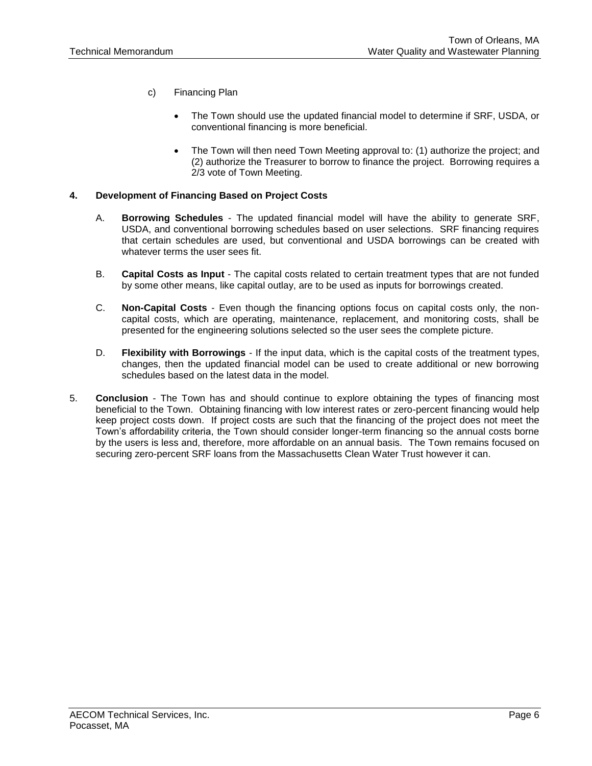c) Financing Plan

- The Town should use the updated financial model to determine if SRF, USDA, or conventional financing is more beneficial.

- The Town will then need Town Meeting approval to: (1) authorize the project; and (2) authorize the Treasurer to borrow to finance the project. Borrowing requires a 2/3 vote of Town Meeting.

**4. Development of Financing Based on Project Costs**

A. **Borrowing Schedules** - The updated financial model will have the ability to generate SRF, USDA, and conventional borrowing schedules based on user selections. SRF financing requires that certain schedules are used, but conventional and USDA borrowings can be created with whatever terms the user sees fit.

B. **Capital Costs as Input** - The capital costs related to certain treatment types that are not funded by some other means, like capital outlay, are to be used as inputs for borrowings created.

C. **Non-Capital Costs** - Even though the financing options focus on capital costs only, the non-capital costs, which are operating, maintenance, replacement, and monitoring costs, shall be presented for the engineering solutions selected so the user sees the complete picture.

D. **Flexibility with Borrowings** - If the input data, which is the capital costs of the treatment types, changes, then the updated financial model can be used to create additional or new borrowing schedules based on the latest data in the model.

5. **Conclusion** - The Town has and should continue to explore obtaining the types of financing most beneficial to the Town. Obtaining financing with low interest rates or zero-percent financing would help keep project costs down. If project costs are such that the financing of the project does not meet the Town's affordability criteria, the Town should consider longer-term financing so the annual costs borne by the users is less and, therefore, more affordable on an annual basis. The Town remains focused on securing zero-percent SRF loans from the Massachusetts Clean Water Trust however it can.